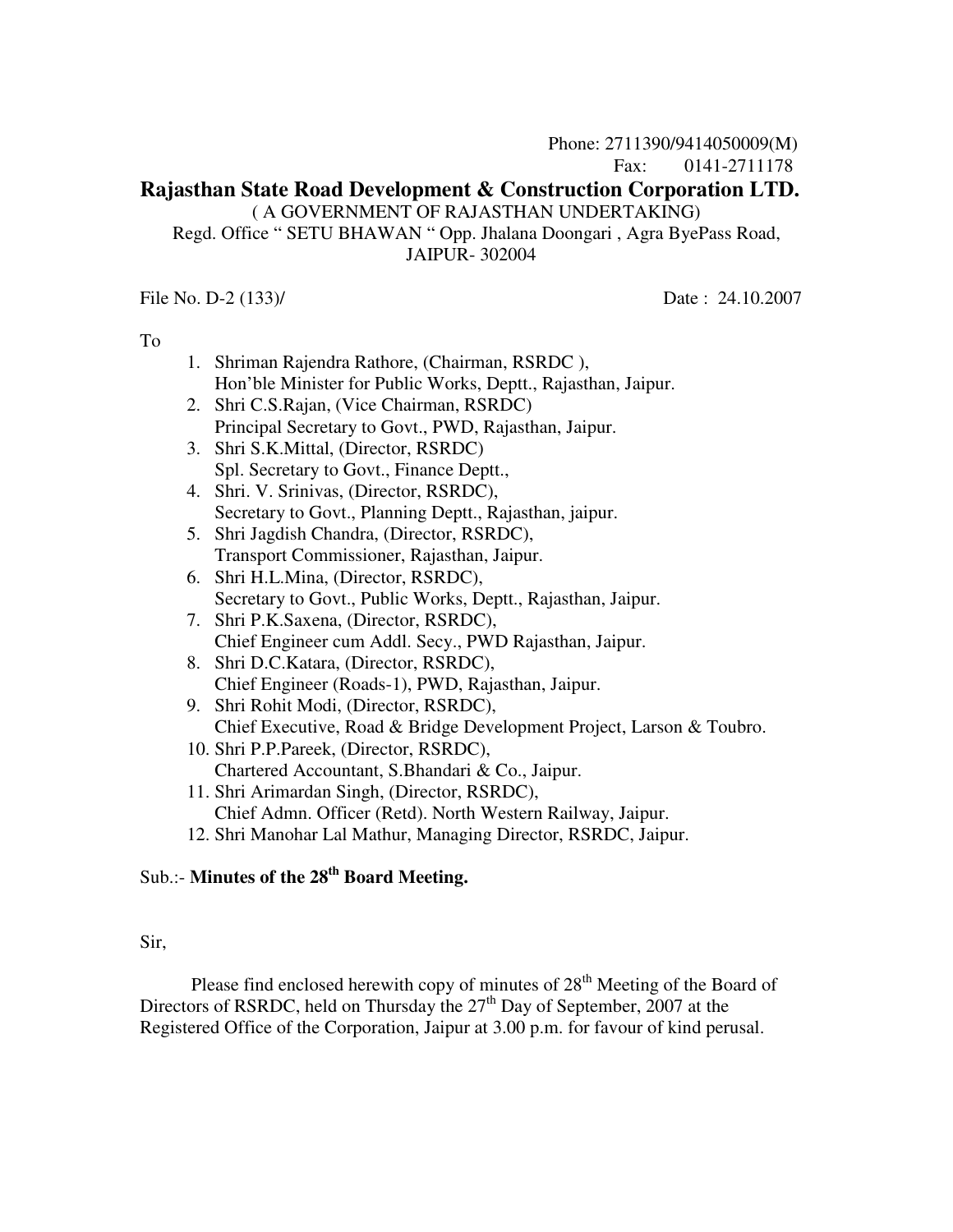Phone: 2711390/9414050009(M)
Fax: 0141-2711178

# Rajasthan State Road Development & Construction Corporation LTD.

( A GOVERNMENT OF RAJASTHAN UNDERTAKING)
Regd. Office " SETU BHAWAN " Opp. Jhalana Doongari , Agra ByePass Road, JAIPUR- 302004

File No. D-2 (133)/ Date : 24.10.2007

To

1. Shriman Rajendra Rathore, (Chairman, RSRDC ),
   Hon'ble Minister for Public Works, Deptt., Rajasthan, Jaipur.
2. Shri C.S.Rajan, (Vice Chairman, RSRDC)
   Principal Secretary to Govt., PWD, Rajasthan, Jaipur.
3. Shri S.K.Mittal, (Director, RSRDC)
   Spl. Secretary to Govt., Finance Deptt.,
4. Shri. V. Srinivas, (Director, RSRDC),
   Secretary to Govt., Planning Deptt., Rajasthan, jaipur.
5. Shri Jagdish Chandra, (Director, RSRDC),
   Transport Commissioner, Rajasthan, Jaipur.
6. Shri H.L.Mina, (Director, RSRDC),
   Secretary to Govt., Public Works, Deptt., Rajasthan, Jaipur.
7. Shri P.K.Saxena, (Director, RSRDC),
   Chief Engineer cum Addl. Secy., PWD Rajasthan, Jaipur.
8. Shri D.C.Katara, (Director, RSRDC),
   Chief Engineer (Roads-1), PWD, Rajasthan, Jaipur.
9. Shri Rohit Modi, (Director, RSRDC),
   Chief Executive, Road & Bridge Development Project, Larson & Toubro.
10. Shri P.P.Pareek, (Director, RSRDC),
    Chartered Accountant, S.Bhandari & Co., Jaipur.
11. Shri Arimardan Singh, (Director, RSRDC),
    Chief Admn. Officer (Retd). North Western Railway, Jaipur.
12. Shri Manohar Lal Mathur, Managing Director, RSRDC, Jaipur.

Sub.:- **Minutes of the 28th Board Meeting.**

Sir,

Please find enclosed herewith copy of minutes of 28th Meeting of the Board of Directors of RSRDC, held on Thursday the 27th Day of September, 2007 at the Registered Office of the Corporation, Jaipur at 3.00 p.m. for favour of kind perusal.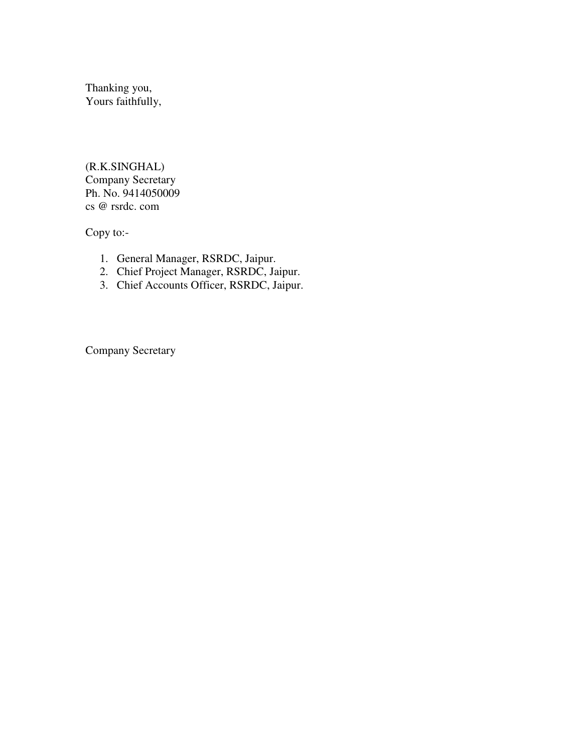Thanking you,
Yours faithfully,

(R.K.SINGHAL)
Company Secretary
Ph. No. 9414050009
cs @ rsrdc. com

Copy to:-

1. General Manager, RSRDC, Jaipur.
2. Chief Project Manager, RSRDC, Jaipur.
3. Chief Accounts Officer, RSRDC, Jaipur.

Company Secretary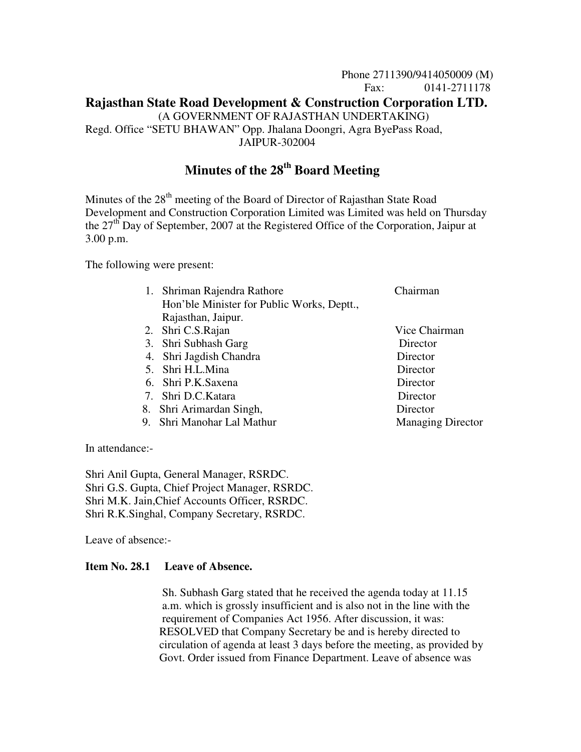Phone 2711390/9414050009 (M)
Fax: 0141-2711178

# Rajasthan State Road Development & Construction Corporation LTD.

(A GOVERNMENT OF RAJASTHAN UNDERTAKING)
Regd. Office "SETU BHAWAN" Opp. Jhalana Doongri, Agra ByePass Road, JAIPUR-302004

## Minutes of the 28th Board Meeting

Minutes of the 28th meeting of the Board of Director of Rajasthan State Road Development and Construction Corporation Limited was Limited was held on Thursday the 27th Day of September, 2007 at the Registered Office of the Corporation, Jaipur at 3.00 p.m.

The following were present:

1. Shriman Rajendra Rathore — Chairman
   Hon'ble Minister for Public Works, Deptt., Rajasthan, Jaipur.
2. Shri C.S.Rajan — Vice Chairman
3. Shri Subhash Garg — Director
4. Shri Jagdish Chandra — Director
5. Shri H.L.Mina — Director
6. Shri P.K.Saxena — Director
7. Shri D.C.Katara — Director
8. Shri Arimardan Singh, — Director
9. Shri Manohar Lal Mathur — Managing Director

In attendance:-

Shri Anil Gupta, General Manager, RSRDC.
Shri G.S. Gupta, Chief Project Manager, RSRDC.
Shri M.K. Jain,Chief Accounts Officer, RSRDC.
Shri R.K.Singhal, Company Secretary, RSRDC.

Leave of absence:-

**Item No. 28.1 Leave of Absence.**

Sh. Subhash Garg stated that he received the agenda today at 11.15 a.m. which is grossly insufficient and is also not in the line with the requirement of Companies Act 1956. After discussion, it was: RESOLVED that Company Secretary be and is hereby directed to circulation of agenda at least 3 days before the meeting, as provided by Govt. Order issued from Finance Department. Leave of absence was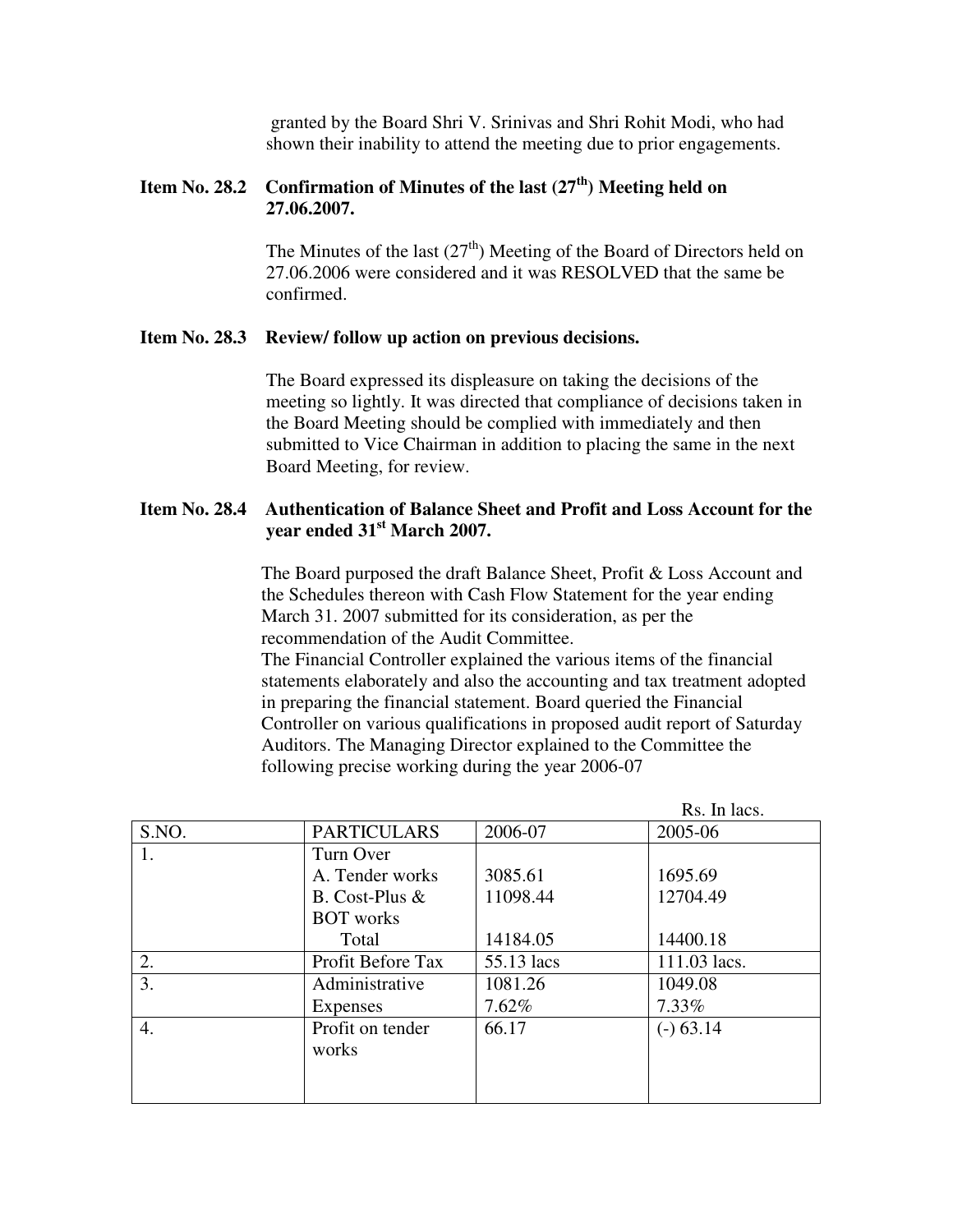granted by the Board Shri V. Srinivas and Shri Rohit Modi, who had shown their inability to attend the meeting due to prior engagements.

**Item No. 28.2 Confirmation of Minutes of the last (27th) Meeting held on 27.06.2007.**

The Minutes of the last (27th) Meeting of the Board of Directors held on 27.06.2006 were considered and it was RESOLVED that the same be confirmed.

**Item No. 28.3 Review/ follow up action on previous decisions.**

The Board expressed its displeasure on taking the decisions of the meeting so lightly. It was directed that compliance of decisions taken in the Board Meeting should be complied with immediately and then submitted to Vice Chairman in addition to placing the same in the next Board Meeting, for review.

**Item No. 28.4 Authentication of Balance Sheet and Profit and Loss Account for the year ended 31st March 2007.**

The Board purposed the draft Balance Sheet, Profit & Loss Account and the Schedules thereon with Cash Flow Statement for the year ending March 31. 2007 submitted for its consideration, as per the recommendation of the Audit Committee.
The Financial Controller explained the various items of the financial statements elaborately and also the accounting and tax treatment adopted in preparing the financial statement. Board queried the Financial Controller on various qualifications in proposed audit report of Saturday Auditors. The Managing Director explained to the Committee the following precise working during the year 2006-07

Rs. In lacs.

| S.NO. | PARTICULARS | 2006-07 | 2005-06 |
|---|---|---|---|
| 1. | Turn Over<br>A. Tender works<br>B. Cost-Plus & BOT works<br>Total | <br>3085.61<br>11098.44<br>14184.05 | <br>1695.69<br>12704.49<br>14400.18 |
| 2. | Profit Before Tax | 55.13 lacs | 111.03 lacs. |
| 3. | Administrative Expenses | 1081.26<br>7.62% | 1049.08<br>7.33% |
| 4. | Profit on tender works | 66.17 | (-) 63.14 |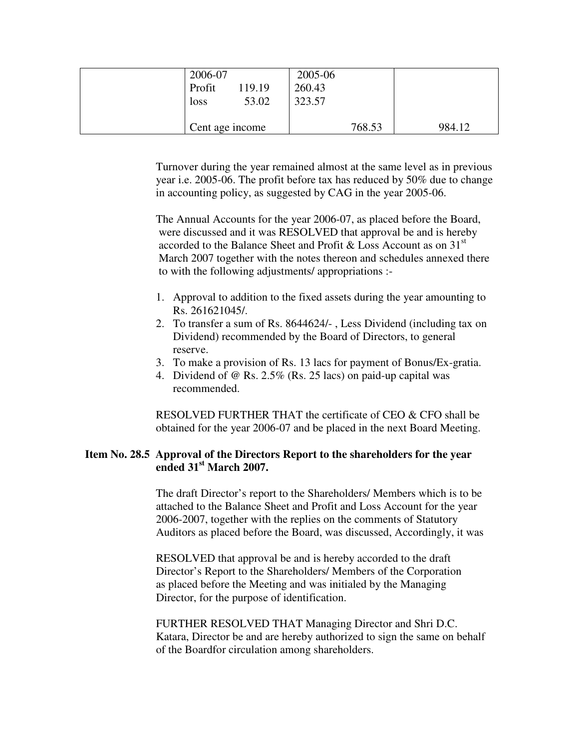| | 2006-07<br>Profit 119.19<br>loss 53.02 | 2005-06<br>260.43<br>323.57 | |
|---|---|---|---|
| | Cent age income | 768.53 | 984.12 |

Turnover during the year remained almost at the same level as in previous year i.e. 2005-06. The profit before tax has reduced by 50% due to change in accounting policy, as suggested by CAG in the year 2005-06.

The Annual Accounts for the year 2006-07, as placed before the Board, were discussed and it was RESOLVED that approval be and is hereby accorded to the Balance Sheet and Profit & Loss Account as on 31st March 2007 together with the notes thereon and schedules annexed there to with the following adjustments/ appropriations :-

1. Approval to addition to the fixed assets during the year amounting to Rs. 261621045/.
2. To transfer a sum of Rs. 8644624/- , Less Dividend (including tax on Dividend) recommended by the Board of Directors, to general reserve.
3. To make a provision of Rs. 13 lacs for payment of Bonus/Ex-gratia.
4. Dividend of @ Rs. 2.5% (Rs. 25 lacs) on paid-up capital was recommended.

RESOLVED FURTHER THAT the certificate of CEO & CFO shall be obtained for the year 2006-07 and be placed in the next Board Meeting.

**Item No. 28.5 Approval of the Directors Report to the shareholders for the year ended 31st March 2007.**

The draft Director's report to the Shareholders/ Members which is to be attached to the Balance Sheet and Profit and Loss Account for the year 2006-2007, together with the replies on the comments of Statutory Auditors as placed before the Board, was discussed, Accordingly, it was

RESOLVED that approval be and is hereby accorded to the draft Director's Report to the Shareholders/ Members of the Corporation as placed before the Meeting and was initialed by the Managing Director, for the purpose of identification.

FURTHER RESOLVED THAT Managing Director and Shri D.C. Katara, Director be and are hereby authorized to sign the same on behalf of the Boardfor circulation among shareholders.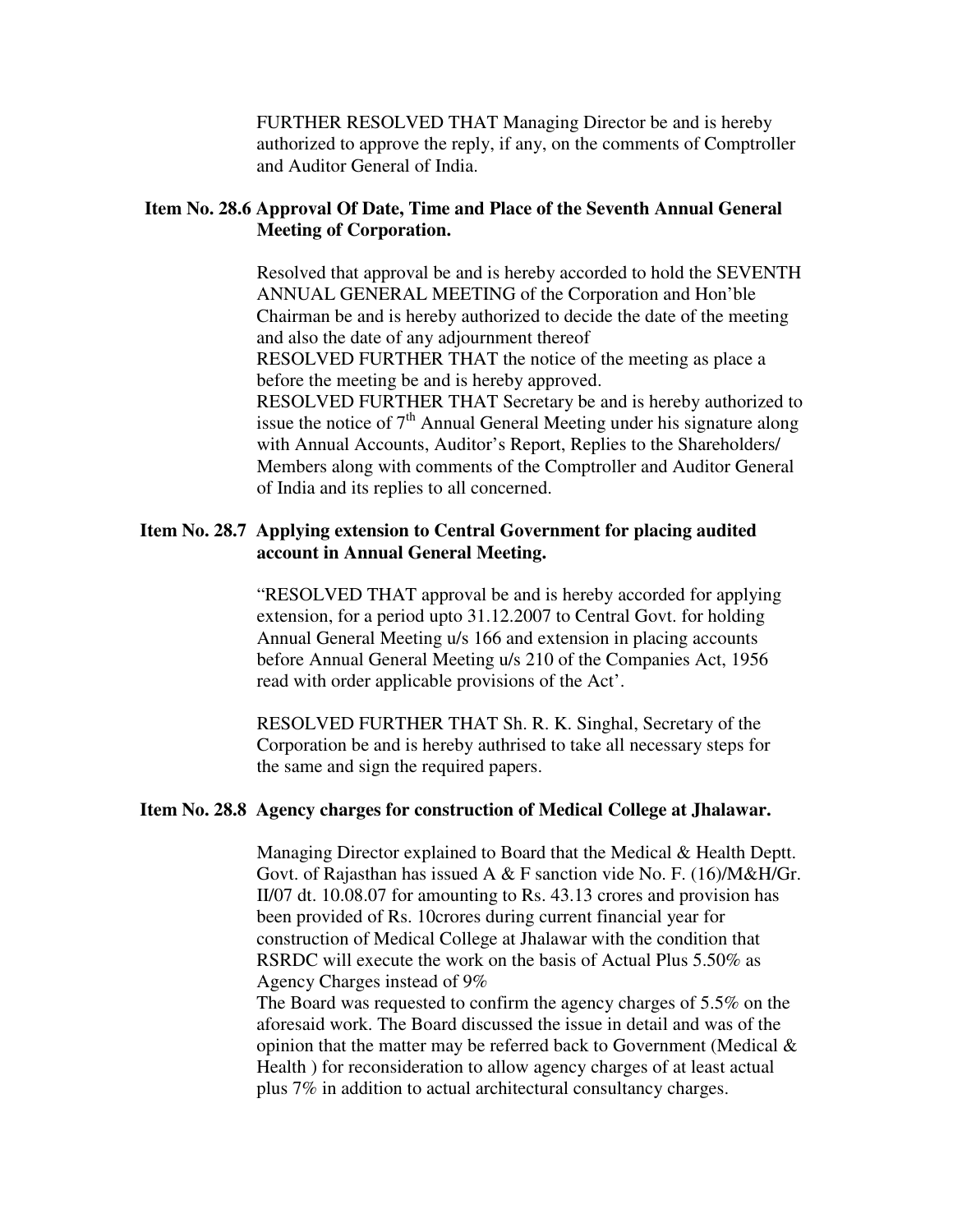FURTHER RESOLVED THAT Managing Director be and is hereby authorized to approve the reply, if any, on the comments of Comptroller and Auditor General of India.

### Item No. 28.6 Approval Of Date, Time and Place of the Seventh Annual General Meeting of Corporation.

Resolved that approval be and is hereby accorded to hold the SEVENTH ANNUAL GENERAL MEETING of the Corporation and Hon'ble Chairman be and is hereby authorized to decide the date of the meeting and also the date of any adjournment thereof

RESOLVED FURTHER THAT the notice of the meeting as place a before the meeting be and is hereby approved.

RESOLVED FURTHER THAT Secretary be and is hereby authorized to issue the notice of 7th Annual General Meeting under his signature along with Annual Accounts, Auditor's Report, Replies to the Shareholders/ Members along with comments of the Comptroller and Auditor General of India and its replies to all concerned.

### Item No. 28.7 Applying extension to Central Government for placing audited account in Annual General Meeting.

"RESOLVED THAT approval be and is hereby accorded for applying extension, for a period upto 31.12.2007 to Central Govt. for holding Annual General Meeting u/s 166 and extension in placing accounts before Annual General Meeting u/s 210 of the Companies Act, 1956 read with order applicable provisions of the Act'.

RESOLVED FURTHER THAT Sh. R. K. Singhal, Secretary of the Corporation be and is hereby authrised to take all necessary steps for the same and sign the required papers.

### Item No. 28.8 Agency charges for construction of Medical College at Jhalawar.

Managing Director explained to Board that the Medical & Health Deptt. Govt. of Rajasthan has issued A & F sanction vide No. F. (16)/M&H/Gr. II/07 dt. 10.08.07 for amounting to Rs. 43.13 crores and provision has been provided of Rs. 10crores during current financial year for construction of Medical College at Jhalawar with the condition that RSRDC will execute the work on the basis of Actual Plus 5.50% as Agency Charges instead of 9%

The Board was requested to confirm the agency charges of 5.5% on the aforesaid work. The Board discussed the issue in detail and was of the opinion that the matter may be referred back to Government (Medical & Health ) for reconsideration to allow agency charges of at least actual plus 7% in addition to actual architectural consultancy charges.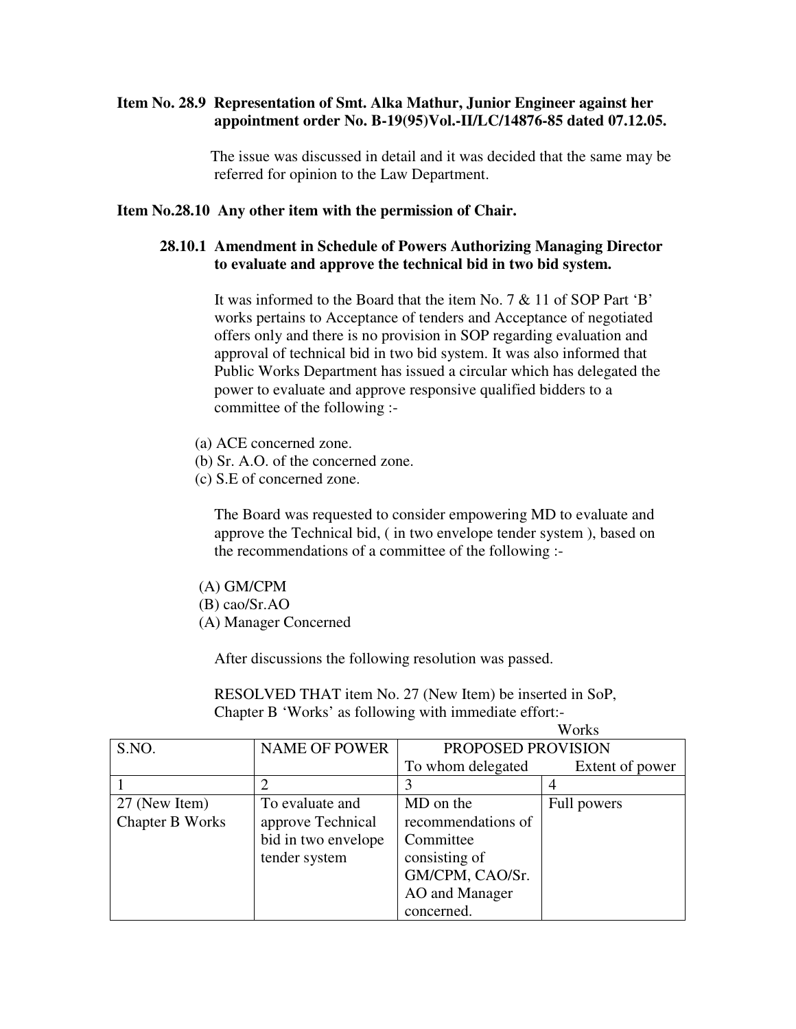**Item No. 28.9 Representation of Smt. Alka Mathur, Junior Engineer against her appointment order No. B-19(95)Vol.-II/LC/14876-85 dated 07.12.05.**

The issue was discussed in detail and it was decided that the same may be referred for opinion to the Law Department.

**Item No.28.10 Any other item with the permission of Chair.**

**28.10.1 Amendment in Schedule of Powers Authorizing Managing Director to evaluate and approve the technical bid in two bid system.**

It was informed to the Board that the item No. 7 & 11 of SOP Part 'B' works pertains to Acceptance of tenders and Acceptance of negotiated offers only and there is no provision in SOP regarding evaluation and approval of technical bid in two bid system. It was also informed that Public Works Department has issued a circular which has delegated the power to evaluate and approve responsive qualified bidders to a committee of the following :-

(a) ACE concerned zone.
(b) Sr. A.O. of the concerned zone.
(c) S.E of concerned zone.

The Board was requested to consider empowering MD to evaluate and approve the Technical bid, ( in two envelope tender system ), based on the recommendations of a committee of the following :-

(A) GM/CPM
(B) cao/Sr.AO
(A) Manager Concerned

After discussions the following resolution was passed.

RESOLVED THAT item No. 27 (New Item) be inserted in SoP, Chapter B 'Works' as following with immediate effort:-

Works

| S.NO. | NAME OF POWER | PROPOSED PROVISION | |
|---|---|---|---|
| | | To whom delegated | Extent of power |
| 1 | 2 | 3 | 4 |
| 27 (New Item) Chapter B Works | To evaluate and approve Technical bid in two envelope tender system | MD on the recommendations of Committee consisting of GM/CPM, CAO/Sr. AO and Manager concerned. | Full powers |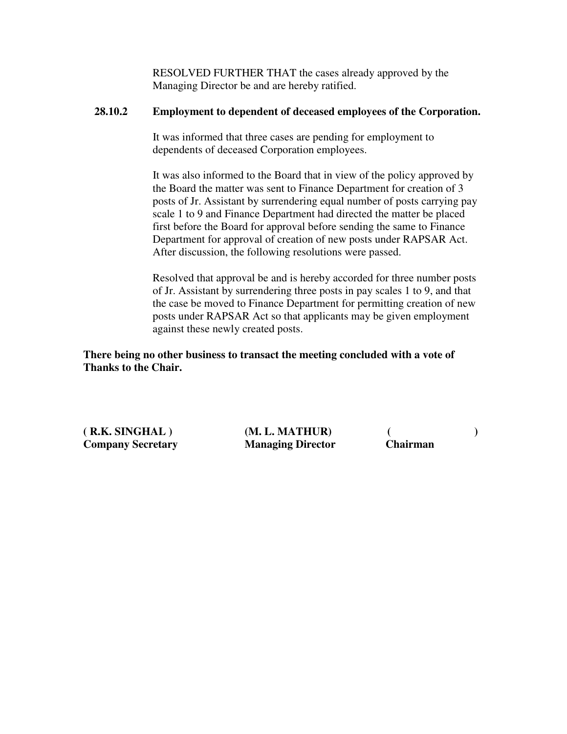RESOLVED FURTHER THAT the cases already approved by the Managing Director be and are hereby ratified.

**28.10.2 Employment to dependent of deceased employees of the Corporation.**

It was informed that three cases are pending for employment to dependents of deceased Corporation employees.

It was also informed to the Board that in view of the policy approved by the Board the matter was sent to Finance Department for creation of 3 posts of Jr. Assistant by surrendering equal number of posts carrying pay scale 1 to 9 and Finance Department had directed the matter be placed first before the Board for approval before sending the same to Finance Department for approval of creation of new posts under RAPSAR Act. After discussion, the following resolutions were passed.

Resolved that approval be and is hereby accorded for three number posts of Jr. Assistant by surrendering three posts in pay scales 1 to 9, and that the case be moved to Finance Department for permitting creation of new posts under RAPSAR Act so that applicants may be given employment against these newly created posts.

**There being no other business to transact the meeting concluded with a vote of Thanks to the Chair.**

| | | |
|---|---|---|
| **( R.K. SINGHAL )** | **(M. L. MATHUR)** | **( )** |
| **Company Secretary** | **Managing Director** | **Chairman** |